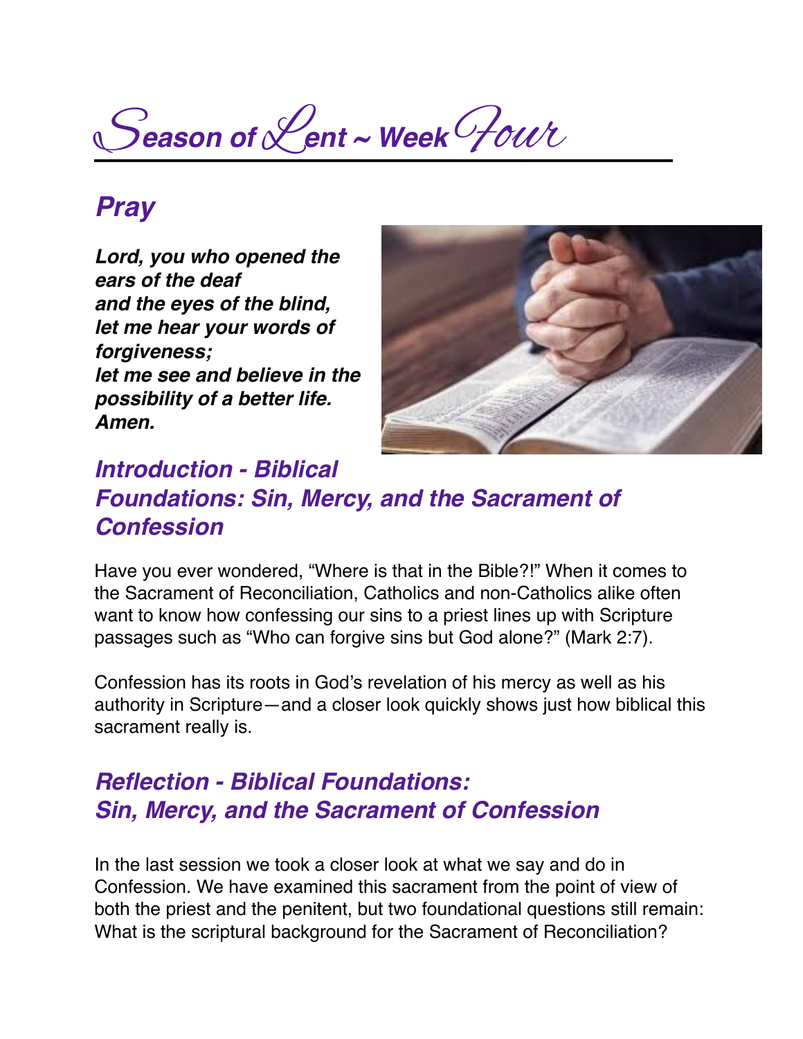# Season of Lent ~ Week Four

## Pray

***Lord, you who opened the ears of the deaf***
***and the eyes of the blind,***
***let me hear your words of forgiveness;***
***let me see and believe in the possibility of a better life.***
***Amen.***

## *Introduction - Biblical Foundations: Sin, Mercy, and the Sacrament of Confession*

Have you ever wondered, "Where is that in the Bible?!" When it comes to the Sacrament of Reconciliation, Catholics and non-Catholics alike often want to know how confessing our sins to a priest lines up with Scripture passages such as "Who can forgive sins but God alone?" (Mark 2:7).

Confession has its roots in God's revelation of his mercy as well as his authority in Scripture—and a closer look quickly shows just how biblical this sacrament really is.

## *Reflection - Biblical Foundations: Sin, Mercy, and the Sacrament of Confession*

In the last session we took a closer look at what we say and do in Confession. We have examined this sacrament from the point of view of both the priest and the penitent, but two foundational questions still remain: What is the scriptural background for the Sacrament of Reconciliation?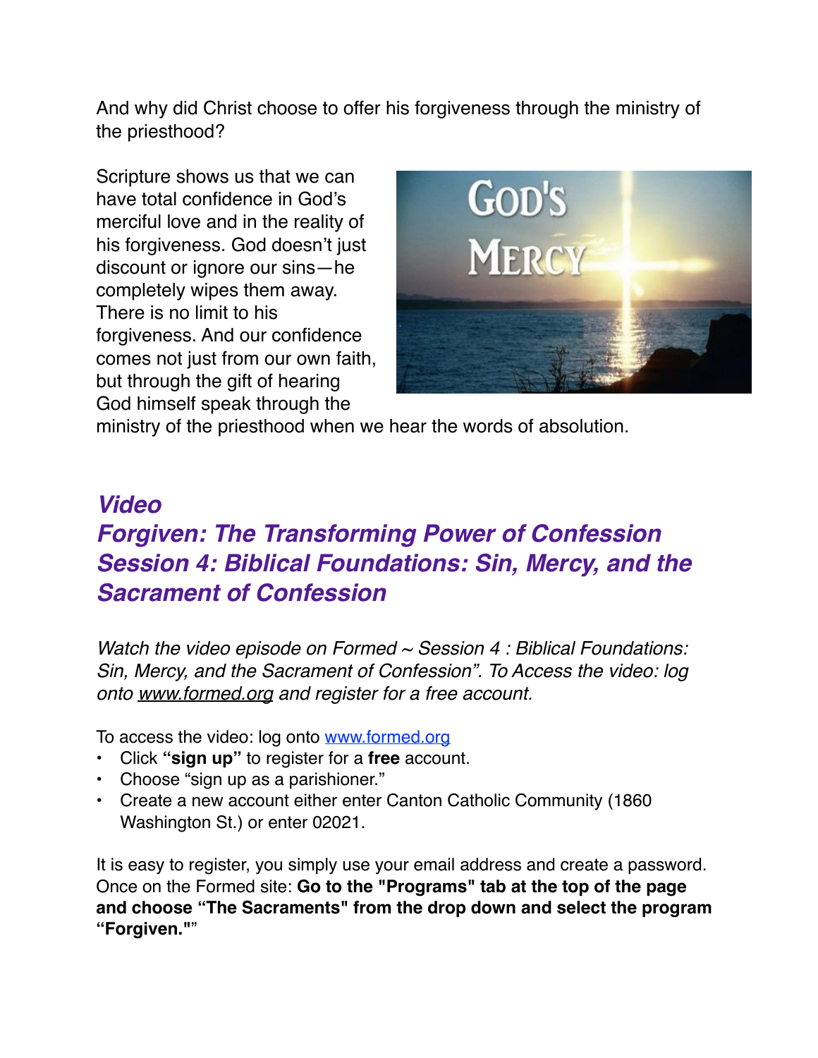And why did Christ choose to offer his forgiveness through the ministry of the priesthood?

Scripture shows us that we can have total confidence in God's merciful love and in the reality of his forgiveness. God doesn't just discount or ignore our sins—he completely wipes them away. There is no limit to his forgiveness. And our confidence comes not just from our own faith, but through the gift of hearing God himself speak through the ministry of the priesthood when we hear the words of absolution.

## ***Video***
## ***Forgiven: The Transforming Power of Confession***
## ***Session 4: Biblical Foundations: Sin, Mercy, and the Sacrament of Confession***

*Watch the video episode on Formed ~ Session 4 : Biblical Foundations: Sin, Mercy, and the Sacrament of Confession". To Access the video: log onto www.formed.org and register for a free account.*

To access the video: log onto www.formed.org

- Click **"sign up"** to register for a **free** account.
- Choose "sign up as a parishioner."
- Create a new account either enter Canton Catholic Community (1860 Washington St.) or enter 02021.

It is easy to register, you simply use your email address and create a password. Once on the Formed site: **Go to the "Programs" tab at the top of the page and choose "The Sacraments" from the drop down and select the program "Forgiven.""**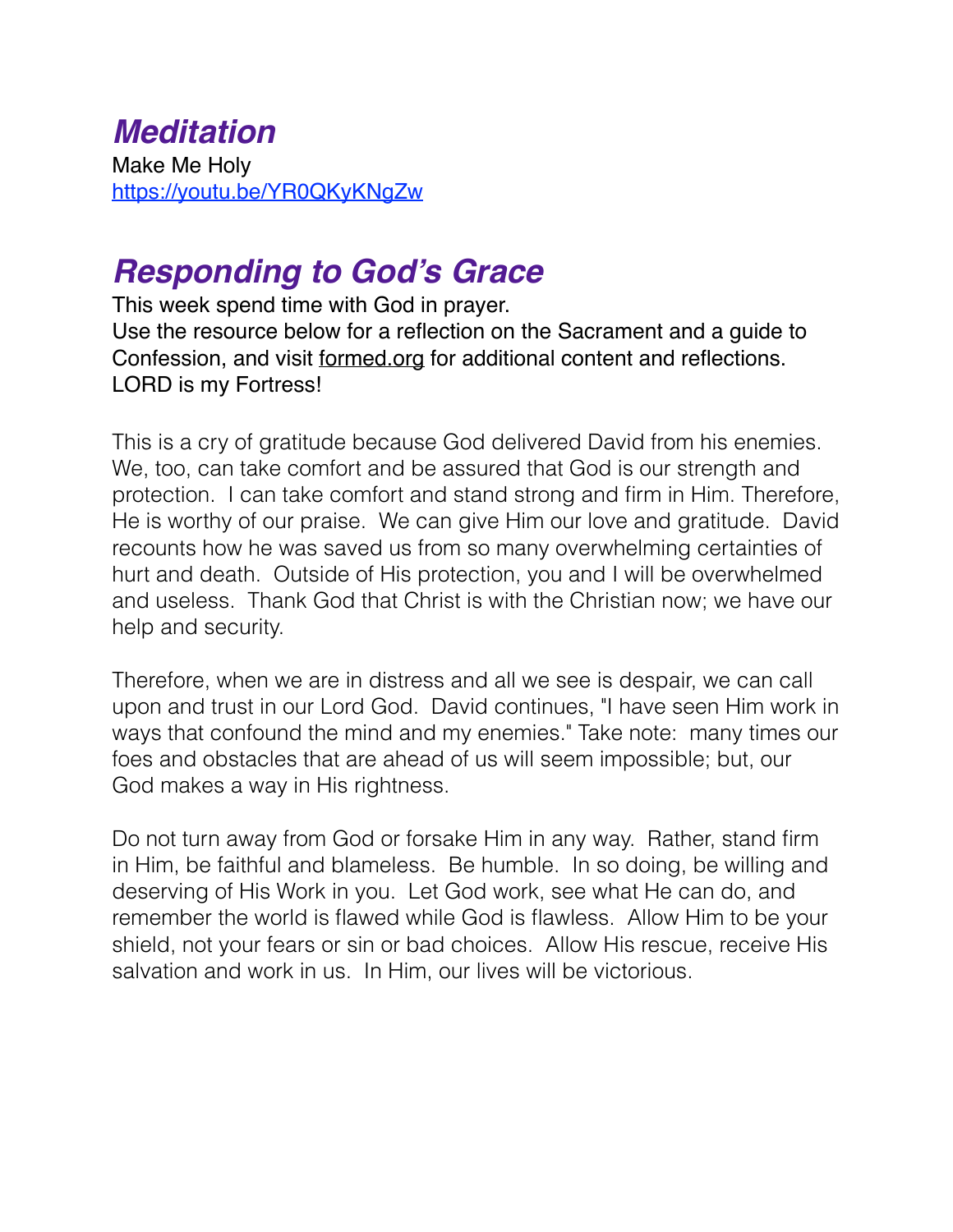## *Meditation*

Make Me Holy
[https://youtu.be/YR0QKyKNgZw](https://youtu.be/YR0QKyKNgZw)

## *Responding to God's Grace*

This week spend time with God in prayer.
Use the resource below for a reflection on the Sacrament and a guide to Confession, and visit [formed.org](formed.org) for additional content and reflections.
LORD is my Fortress!

This is a cry of gratitude because God delivered David from his enemies. We, too, can take comfort and be assured that God is our strength and protection. I can take comfort and stand strong and firm in Him. Therefore, He is worthy of our praise. We can give Him our love and gratitude. David recounts how he was saved us from so many overwhelming certainties of hurt and death. Outside of His protection, you and I will be overwhelmed and useless. Thank God that Christ is with the Christian now; we have our help and security.

Therefore, when we are in distress and all we see is despair, we can call upon and trust in our Lord God. David continues, "I have seen Him work in ways that confound the mind and my enemies." Take note: many times our foes and obstacles that are ahead of us will seem impossible; but, our God makes a way in His rightness.

Do not turn away from God or forsake Him in any way. Rather, stand firm in Him, be faithful and blameless. Be humble. In so doing, be willing and deserving of His Work in you. Let God work, see what He can do, and remember the world is flawed while God is flawless. Allow Him to be your shield, not your fears or sin or bad choices. Allow His rescue, receive His salvation and work in us. In Him, our lives will be victorious.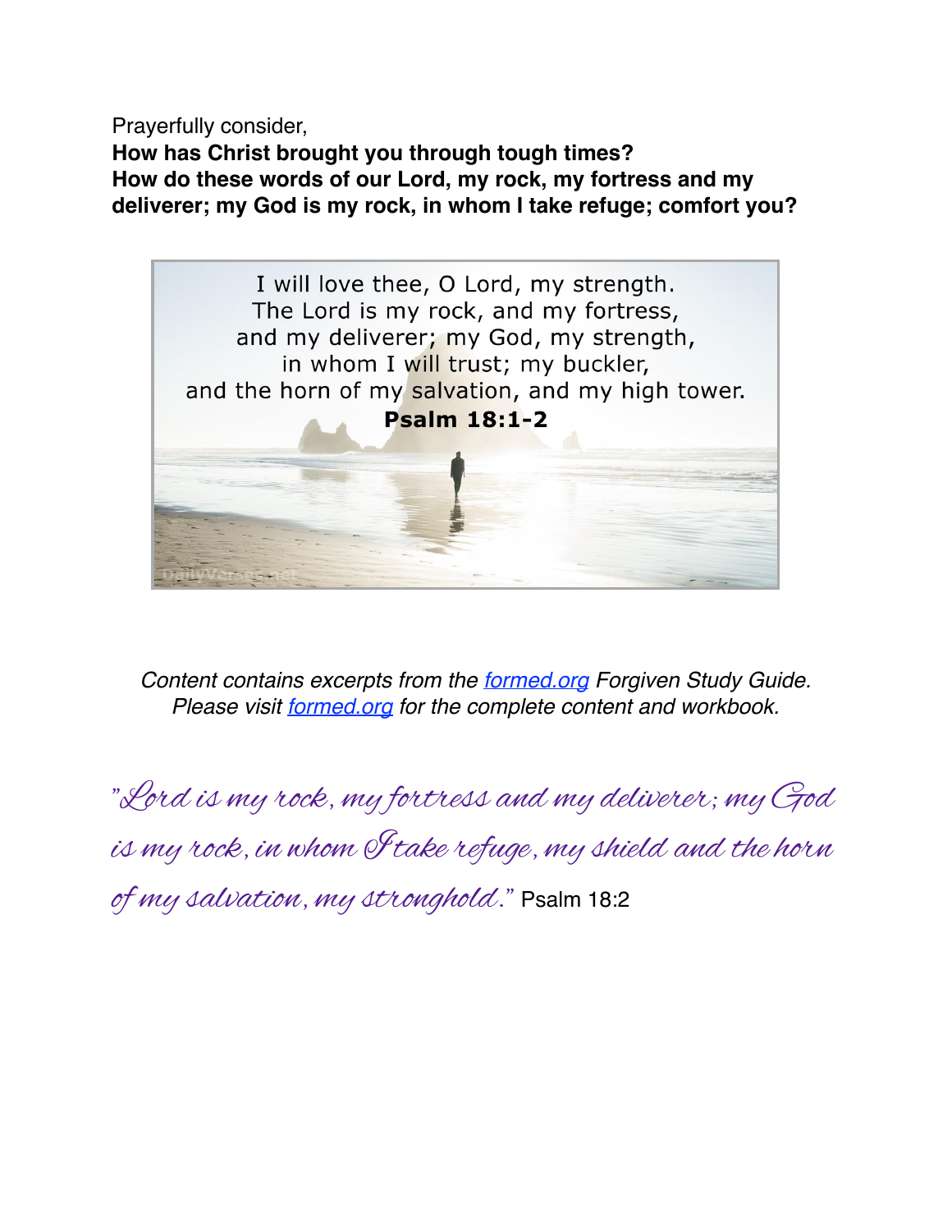Prayerfully consider,

**How has Christ brought you through tough times?**
**How do these words of our Lord, my rock, my fortress and my deliverer; my God is my rock, in whom I take refuge; comfort you?**

I will love thee, O Lord, my strength.
The Lord is my rock, and my fortress,
and my deliverer; my God, my strength,
in whom I will trust; my buckler,
and the horn of my salvation, and my high tower.
**Psalm 18:1-2**

*Content contains excerpts from the [formed.org](formed.org) Forgiven Study Guide. Please visit [formed.org](formed.org) for the complete content and workbook.*

*"Lord is my rock, my fortress and my deliverer; my God is my rock, in whom I take refuge, my shield and the horn of my salvation, my stronghold."* Psalm 18:2